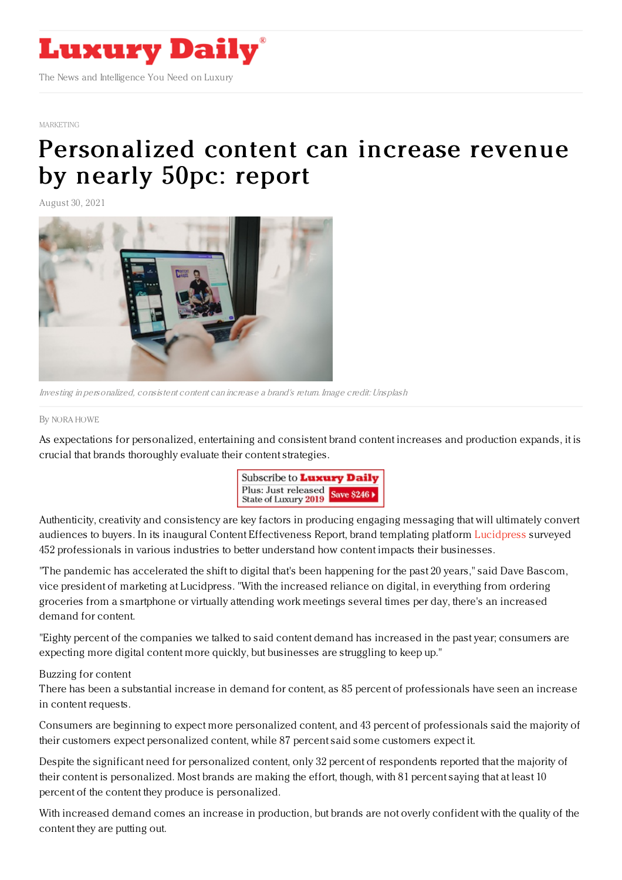# Luxury Daily

The News and Intelligence You Need on Luxury

MARKETING

# Personalized content can increase revenue by nearly 50pc: report

August 30, 2021

*Investing in personalized, consistent content can increase a brand's return. Image credit: Unsplash*

By NORA HOWE

As expectations for personalized, entertaining and consistent brand content increases and production expands, it is crucial that brands thoroughly evaluate their content strategies.

Authenticity, creativity and consistency are key factors in producing engaging messaging that will ultimately convert audiences to buyers. In its inaugural Content Effectiveness Report, brand templating platform Lucidpress surveyed 452 professionals in various industries to better understand how content impacts their businesses.

"The pandemic has accelerated the shift to digital that's been happening for the past 20 years," said Dave Bascom, vice president of marketing at Lucidpress. "With the increased reliance on digital, in everything from ordering groceries from a smartphone or virtually attending work meetings several times per day, there's an increased demand for content.

"Eighty percent of the companies we talked to said content demand has increased in the past year; consumers are expecting more digital content more quickly, but businesses are struggling to keep up."

## Buzzing for content

There has been a substantial increase in demand for content, as 85 percent of professionals have seen an increase in content requests.

Consumers are beginning to expect more personalized content, and 43 percent of professionals said the majority of their customers expect personalized content, while 87 percent said some customers expect it.

Despite the significant need for personalized content, only 32 percent of respondents reported that the majority of their content is personalized. Most brands are making the effort, though, with 81 percent saying that at least 10 percent of the content they produce is personalized.

With increased demand comes an increase in production, but brands are not overly confident with the quality of the content they are putting out.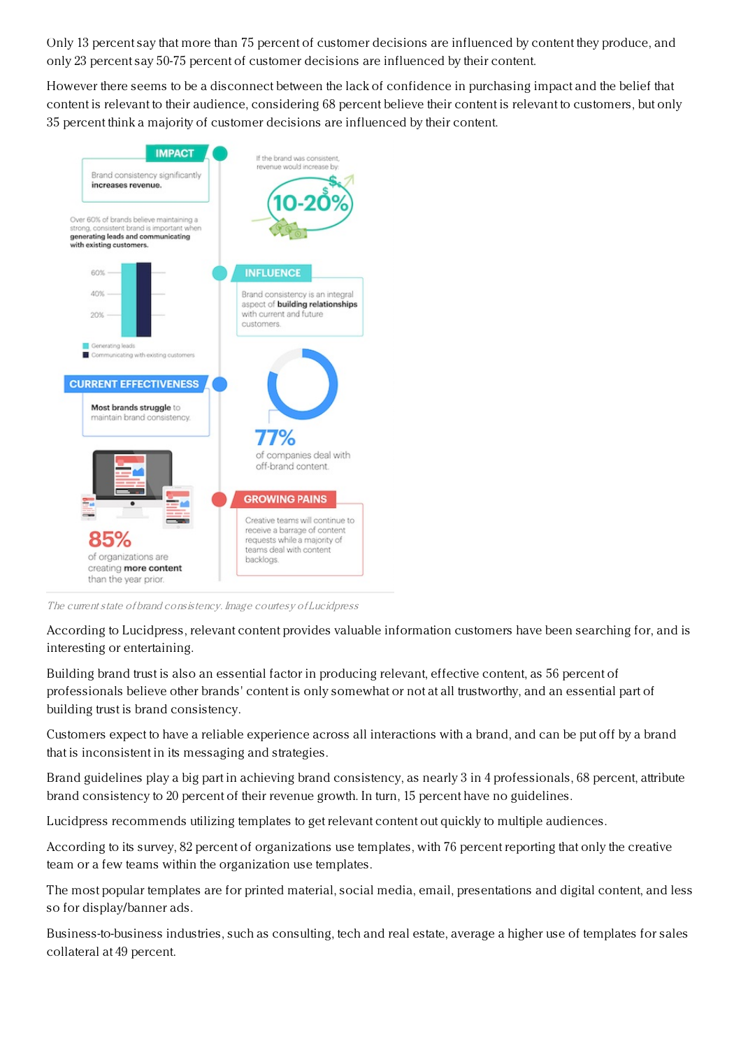Only 13 percent say that more than 75 percent of customer decisions are influenced by content they produce, and only 23 percent say 50-75 percent of customer decisions are influenced by their content.

However there seems to be a disconnect between the lack of confidence in purchasing impact and the belief that content is relevant to their audience, considering 68 percent believe their content is relevant to customers, but only 35 percent think a majority of customer decisions are influenced by their content.

*The current state of brand consistency. Image courtesy of Lucidpress*

According to Lucidpress, relevant content provides valuable information customers have been searching for, and is interesting or entertaining.

Building brand trust is also an essential factor in producing relevant, effective content, as 56 percent of professionals believe other brands' content is only somewhat or not at all trustworthy, and an essential part of building trust is brand consistency.

Customers expect to have a reliable experience across all interactions with a brand, and can be put off by a brand that is inconsistent in its messaging and strategies.

Brand guidelines play a big part in achieving brand consistency, as nearly 3 in 4 professionals, 68 percent, attribute brand consistency to 20 percent of their revenue growth. In turn, 15 percent have no guidelines.

Lucidpress recommends utilizing templates to get relevant content out quickly to multiple audiences.

According to its survey, 82 percent of organizations use templates, with 76 percent reporting that only the creative team or a few teams within the organization use templates.

The most popular templates are for printed material, social media, email, presentations and digital content, and less so for display/banner ads.

Business-to-business industries, such as consulting, tech and real estate, average a higher use of templates for sales collateral at 49 percent.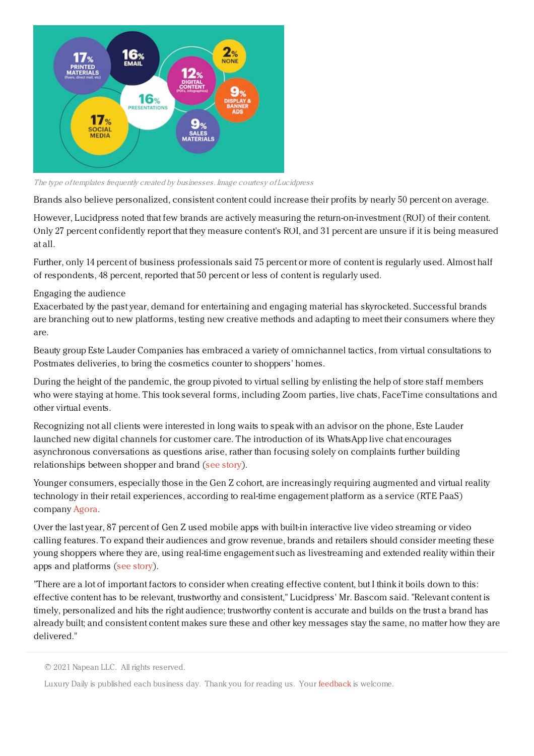17% PRINTED MATERIALS (flyers, direct mail, etc)

16% EMAIL

2% NONE

12% DIGITAL CONTENT (PDFs, infographics)

16% PRESENTATIONS

9% DISPLAY & BANNER ADS

17% SOCIAL MEDIA

9% SALES MATERIALS

*The type of templates frequently created by businesses. Image courtesy of Lucidpress*

Brands also believe personalized, consistent content could increase their profits by nearly 50 percent on average.

However, Lucidpress noted that few brands are actively measuring the return-on-investment (ROI) of their content. Only 27 percent confidently report that they measure content's ROI, and 31 percent are unsure if it is being measured at all.

Further, only 14 percent of business professionals said 75 percent or more of content is regularly used. Almost half of respondents, 48 percent, reported that 50 percent or less of content is regularly used.

Engaging the audience

Exacerbated by the past year, demand for entertaining and engaging material has skyrocketed. Successful brands are branching out to new platforms, testing new creative methods and adapting to meet their consumers where they are.

Beauty group Este Lauder Companies has embraced a variety of omnichannel tactics, from virtual consultations to Postmates deliveries, to bring the cosmetics counter to shoppers' homes.

During the height of the pandemic, the group pivoted to virtual selling by enlisting the help of store staff members who were staying at home. This took several forms, including Zoom parties, live chats, FaceTime consultations and other virtual events.

Recognizing not all clients were interested in long waits to speak with an advisor on the phone, Este Lauder launched new digital channels for customer care. The introduction of its WhatsApp live chat encourages asynchronous conversations as questions arise, rather than focusing solely on complaints further building relationships between shopper and brand (see story).

Younger consumers, especially those in the Gen Z cohort, are increasingly requiring augmented and virtual reality technology in their retail experiences, according to real-time engagement platform as a service (RTE PaaS) company Agora.

Over the last year, 87 percent of Gen Z used mobile apps with built-in interactive live video streaming or video calling features. To expand their audiences and grow revenue, brands and retailers should consider meeting these young shoppers where they are, using real-time engagement such as livestreaming and extended reality within their apps and platforms (see story).

"There are a lot of important factors to consider when creating effective content, but I think it boils down to this: effective content has to be relevant, trustworthy and consistent," Lucidpress' Mr. Bascom said. "Relevant content is timely, personalized and hits the right audience; trustworthy content is accurate and builds on the trust a brand has already built; and consistent content makes sure these and other key messages stay the same, no matter how they are delivered."

© 2021 Napean LLC. All rights reserved.

Luxury Daily is published each business day. Thank you for reading us. Your feedback is welcome.